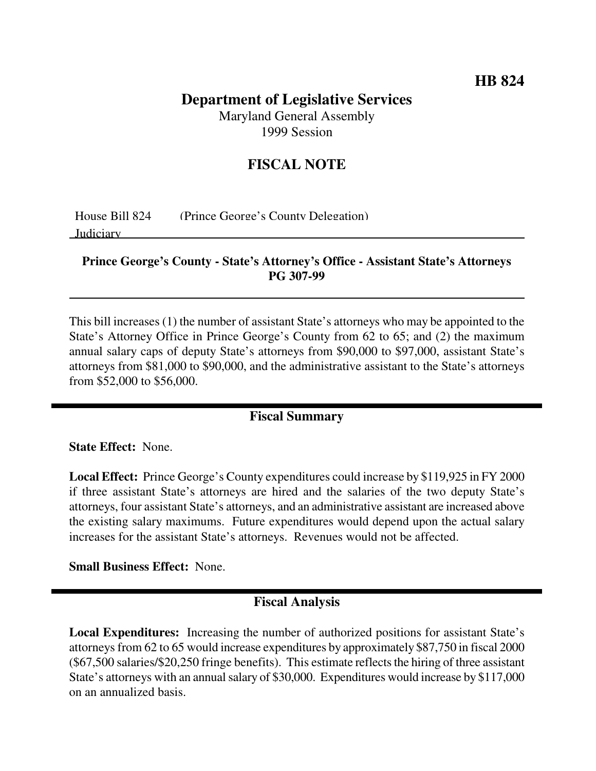**HB 824**

# Department of Legislative Services

Maryland General Assembly
1999 Session

## FISCAL NOTE

House Bill 824 (Prince George's County Delegation)
Judiciary

**Prince George's County - State's Attorney's Office - Assistant State's Attorneys PG 307-99**

This bill increases (1) the number of assistant State's attorneys who may be appointed to the State's Attorney Office in Prince George's County from 62 to 65; and (2) the maximum annual salary caps of deputy State's attorneys from $90,000 to $97,000, assistant State's attorneys from $81,000 to $90,000, and the administrative assistant to the State's attorneys from $52,000 to $56,000.

## Fiscal Summary

**State Effect:** None.

**Local Effect:** Prince George's County expenditures could increase by $119,925 in FY 2000 if three assistant State's attorneys are hired and the salaries of the two deputy State's attorneys, four assistant State's attorneys, and an administrative assistant are increased above the existing salary maximums. Future expenditures would depend upon the actual salary increases for the assistant State's attorneys. Revenues would not be affected.

**Small Business Effect:** None.

## Fiscal Analysis

**Local Expenditures:** Increasing the number of authorized positions for assistant State's attorneys from 62 to 65 would increase expenditures by approximately $87,750 in fiscal 2000 ($67,500 salaries/$20,250 fringe benefits). This estimate reflects the hiring of three assistant State's attorneys with an annual salary of $30,000. Expenditures would increase by $117,000 on an annualized basis.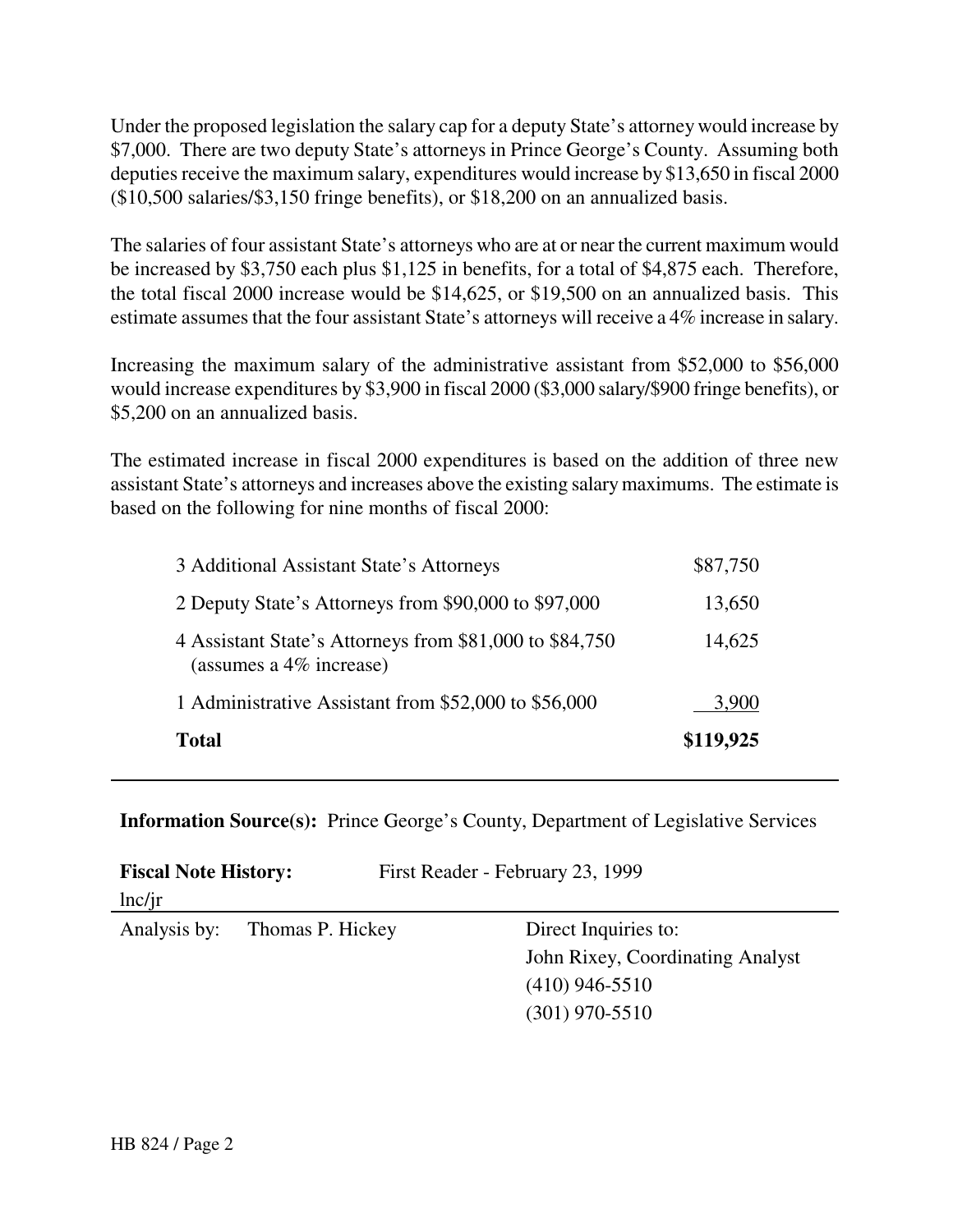Under the proposed legislation the salary cap for a deputy State's attorney would increase by $7,000. There are two deputy State's attorneys in Prince George's County. Assuming both deputies receive the maximum salary, expenditures would increase by $13,650 in fiscal 2000 ($10,500 salaries/$3,150 fringe benefits), or $18,200 on an annualized basis.

The salaries of four assistant State's attorneys who are at or near the current maximum would be increased by $3,750 each plus $1,125 in benefits, for a total of $4,875 each. Therefore, the total fiscal 2000 increase would be $14,625, or $19,500 on an annualized basis. This estimate assumes that the four assistant State's attorneys will receive a 4% increase in salary.

Increasing the maximum salary of the administrative assistant from $52,000 to $56,000 would increase expenditures by $3,900 in fiscal 2000 ($3,000 salary/$900 fringe benefits), or $5,200 on an annualized basis.

The estimated increase in fiscal 2000 expenditures is based on the addition of three new assistant State's attorneys and increases above the existing salary maximums. The estimate is based on the following for nine months of fiscal 2000:

| | |
|---|---|
| 3 Additional Assistant State's Attorneys | $87,750 |
| 2 Deputy State's Attorneys from $90,000 to $97,000 | 13,650 |
| 4 Assistant State's Attorneys from $81,000 to $84,750 (assumes a 4% increase) | 14,625 |
| 1 Administrative Assistant from $52,000 to $56,000 | 3,900 |
| **Total** | **$119,925** |

**Information Source(s):** Prince George's County, Department of Legislative Services

**Fiscal Note History:** First Reader - February 23, 1999

lnc/jr

Analysis by: Thomas P. Hickey

Direct Inquiries to:
John Rixey, Coordinating Analyst
(410) 946-5510
(301) 970-5510